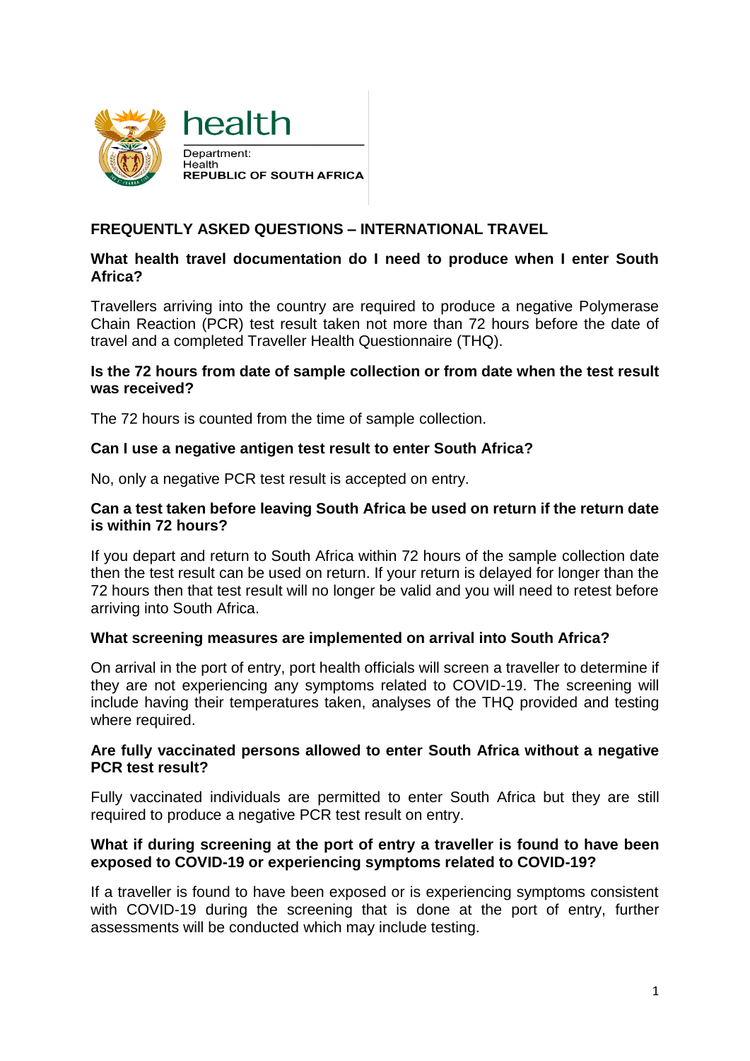health

Department:
Health
**REPUBLIC OF SOUTH AFRICA**

## FREQUENTLY ASKED QUESTIONS – INTERNATIONAL TRAVEL

**What health travel documentation do I need to produce when I enter South Africa?**

Travellers arriving into the country are required to produce a negative Polymerase Chain Reaction (PCR) test result taken not more than 72 hours before the date of travel and a completed Traveller Health Questionnaire (THQ).

**Is the 72 hours from date of sample collection or from date when the test result was received?**

The 72 hours is counted from the time of sample collection.

**Can I use a negative antigen test result to enter South Africa?**

No, only a negative PCR test result is accepted on entry.

**Can a test taken before leaving South Africa be used on return if the return date is within 72 hours?**

If you depart and return to South Africa within 72 hours of the sample collection date then the test result can be used on return. If your return is delayed for longer than the 72 hours then that test result will no longer be valid and you will need to retest before arriving into South Africa.

**What screening measures are implemented on arrival into South Africa?**

On arrival in the port of entry, port health officials will screen a traveller to determine if they are not experiencing any symptoms related to COVID-19. The screening will include having their temperatures taken, analyses of the THQ provided and testing where required.

**Are fully vaccinated persons allowed to enter South Africa without a negative PCR test result?**

Fully vaccinated individuals are permitted to enter South Africa but they are still required to produce a negative PCR test result on entry.

**What if during screening at the port of entry a traveller is found to have been exposed to COVID-19 or experiencing symptoms related to COVID-19?**

If a traveller is found to have been exposed or is experiencing symptoms consistent with COVID-19 during the screening that is done at the port of entry, further assessments will be conducted which may include testing.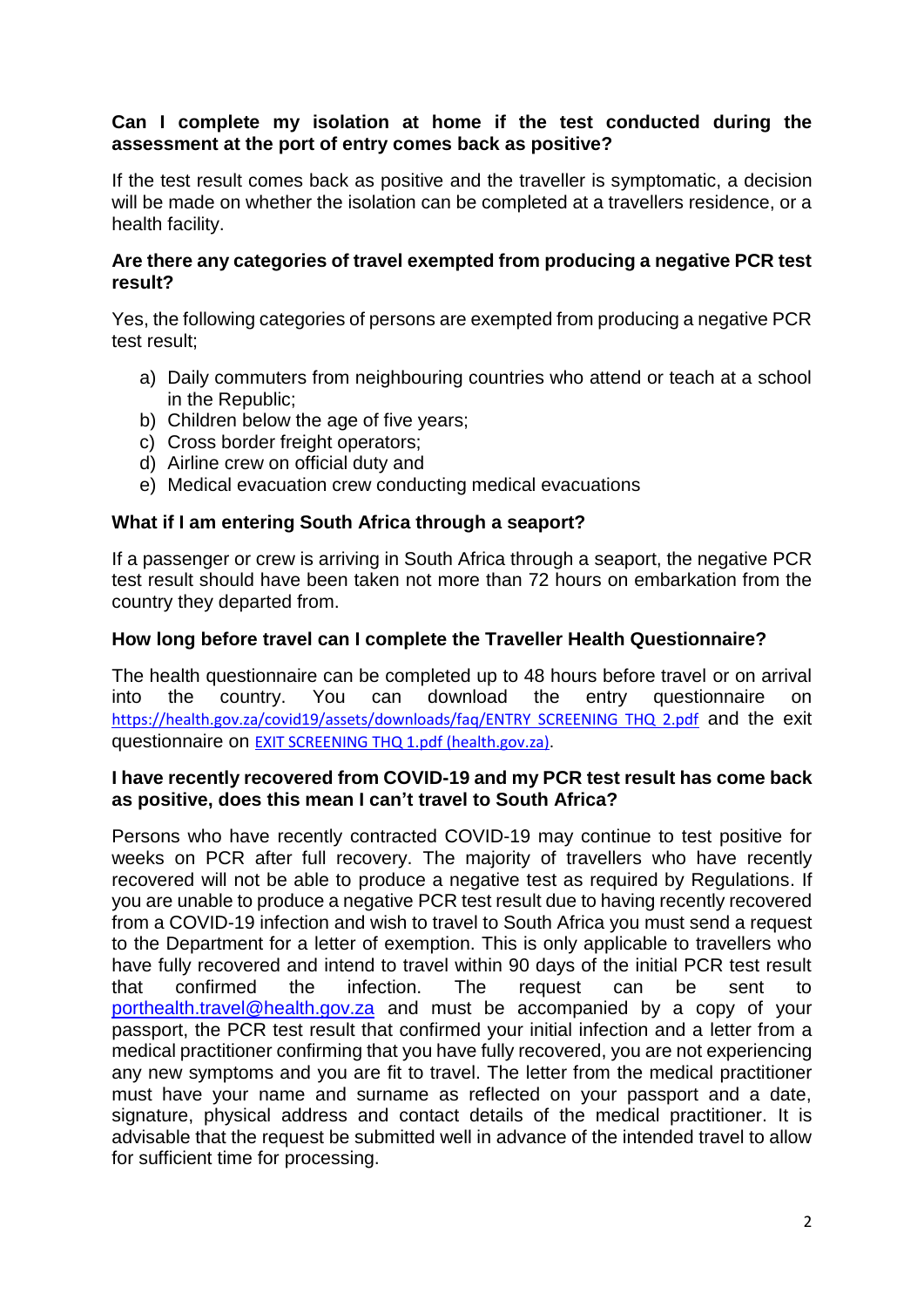**Can I complete my isolation at home if the test conducted during the assessment at the port of entry comes back as positive?**

If the test result comes back as positive and the traveller is symptomatic, a decision will be made on whether the isolation can be completed at a travellers residence, or a health facility.

**Are there any categories of travel exempted from producing a negative PCR test result?**

Yes, the following categories of persons are exempted from producing a negative PCR test result;

a) Daily commuters from neighbouring countries who attend or teach at a school in the Republic;
b) Children below the age of five years;
c) Cross border freight operators;
d) Airline crew on official duty and
e) Medical evacuation crew conducting medical evacuations

**What if I am entering South Africa through a seaport?**

If a passenger or crew is arriving in South Africa through a seaport, the negative PCR test result should have been taken not more than 72 hours on embarkation from the country they departed from.

**How long before travel can I complete the Traveller Health Questionnaire?**

The health questionnaire can be completed up to 48 hours before travel or on arrival into the country. You can download the entry questionnaire on https://health.gov.za/covid19/assets/downloads/faq/ENTRY_SCREENING_THQ_2.pdf and the exit questionnaire on EXIT SCREENING THQ 1.pdf (health.gov.za).

**I have recently recovered from COVID-19 and my PCR test result has come back as positive, does this mean I can't travel to South Africa?**

Persons who have recently contracted COVID-19 may continue to test positive for weeks on PCR after full recovery. The majority of travellers who have recently recovered will not be able to produce a negative test as required by Regulations. If you are unable to produce a negative PCR test result due to having recently recovered from a COVID-19 infection and wish to travel to South Africa you must send a request to the Department for a letter of exemption. This is only applicable to travellers who have fully recovered and intend to travel within 90 days of the initial PCR test result that confirmed the infection. The request can be sent to porthealth.travel@health.gov.za and must be accompanied by a copy of your passport, the PCR test result that confirmed your initial infection and a letter from a medical practitioner confirming that you have fully recovered, you are not experiencing any new symptoms and you are fit to travel. The letter from the medical practitioner must have your name and surname as reflected on your passport and a date, signature, physical address and contact details of the medical practitioner. It is advisable that the request be submitted well in advance of the intended travel to allow for sufficient time for processing.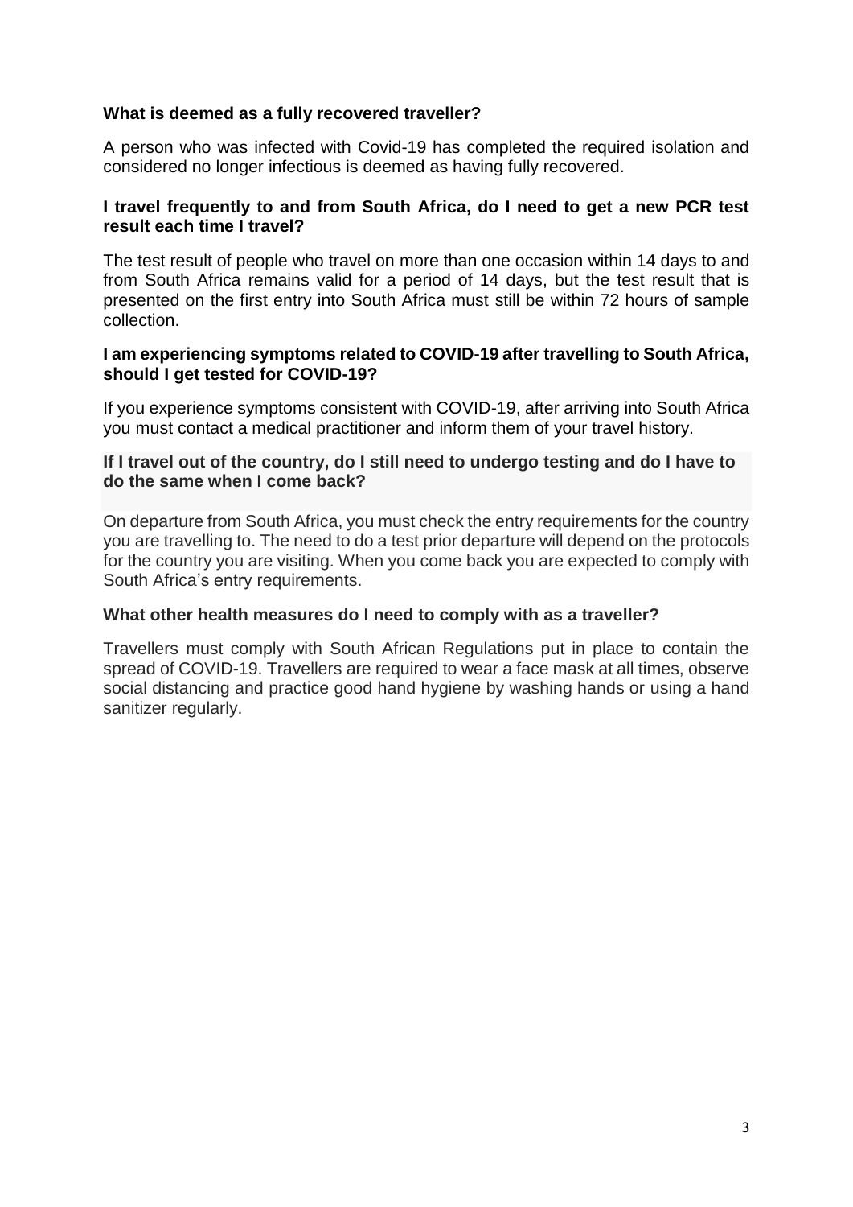**What is deemed as a fully recovered traveller?**

A person who was infected with Covid-19 has completed the required isolation and considered no longer infectious is deemed as having fully recovered.

**I travel frequently to and from South Africa, do I need to get a new PCR test result each time I travel?**

The test result of people who travel on more than one occasion within 14 days to and from South Africa remains valid for a period of 14 days, but the test result that is presented on the first entry into South Africa must still be within 72 hours of sample collection.

**I am experiencing symptoms related to COVID-19 after travelling to South Africa, should I get tested for COVID-19?**

If you experience symptoms consistent with COVID-19, after arriving into South Africa you must contact a medical practitioner and inform them of your travel history.

**If I travel out of the country, do I still need to undergo testing and do I have to do the same when I come back?**

On departure from South Africa, you must check the entry requirements for the country you are travelling to. The need to do a test prior departure will depend on the protocols for the country you are visiting. When you come back you are expected to comply with South Africa's entry requirements.

**What other health measures do I need to comply with as a traveller?**

Travellers must comply with South African Regulations put in place to contain the spread of COVID-19. Travellers are required to wear a face mask at all times, observe social distancing and practice good hand hygiene by washing hands or using a hand sanitizer regularly.